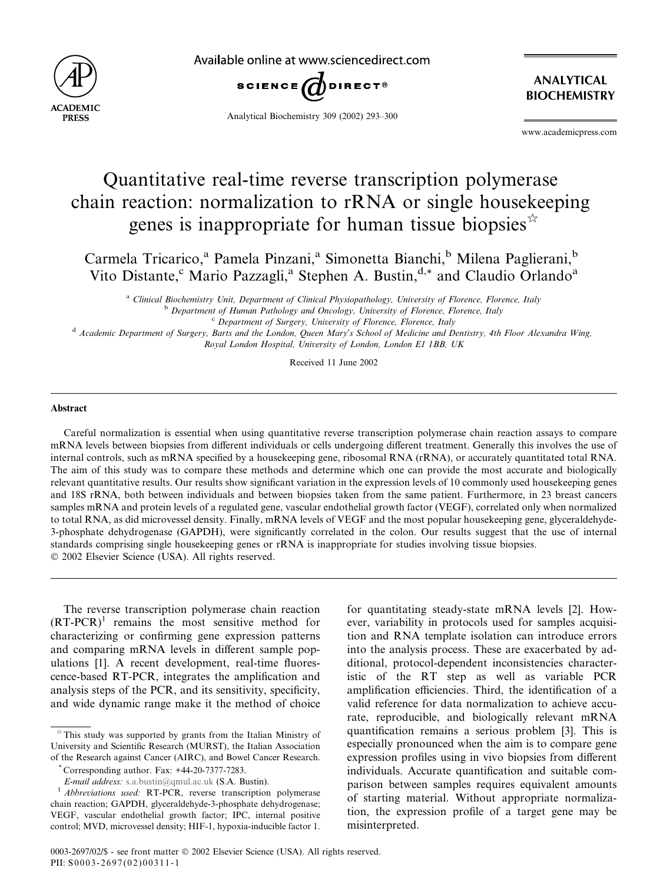# Quantitative real-time reverse transcription polymerase chain reaction: normalization to rRNA or single housekeeping genes is inappropriate for human tissue biopsies☆

Carmela Tricarico,[a] Pamela Pinzani,[a] Simonetta Bianchi,[b] Milena Paglierani,[b] Vito Distante,[c] Mario Pazzagli,[a] Stephen A. Bustin,[d,*] and Claudio Orlando[a]

[a] *Clinical Biochemistry Unit, Department of Clinical Physiopathology, University of Florence, Florence, Italy*
[b] *Department of Human Pathology and Oncology, University of Florence, Florence, Italy*
[c] *Department of Surgery, University of Florence, Florence, Italy*
[d] *Academic Department of Surgery, Barts and the London, Queen Mary's School of Medicine and Dentistry, 4th Floor Alexandra Wing, Royal London Hospital, University of London, London E1 1BB, UK*

Received 11 June 2002

## Abstract

Careful normalization is essential when using quantitative reverse transcription polymerase chain reaction assays to compare mRNA levels between biopsies from different individuals or cells undergoing different treatment. Generally this involves the use of internal controls, such as mRNA specified by a housekeeping gene, ribosomal RNA (rRNA), or accurately quantitated total RNA. The aim of this study was to compare these methods and determine which one can provide the most accurate and biologically relevant quantitative results. Our results show significant variation in the expression levels of 10 commonly used housekeeping genes and 18S rRNA, both between individuals and between biopsies taken from the same patient. Furthermore, in 23 breast cancers samples mRNA and protein levels of a regulated gene, vascular endothelial growth factor (VEGF), correlated only when normalized to total RNA, as did microvessel density. Finally, mRNA levels of VEGF and the most popular housekeeping gene, glyceraldehyde-3-phosphate dehydrogenase (GAPDH), were significantly correlated in the colon. Our results suggest that the use of internal standards comprising single housekeeping genes or rRNA is inappropriate for studies involving tissue biopsies.
© 2002 Elsevier Science (USA). All rights reserved.

The reverse transcription polymerase chain reaction (RT-PCR)[1] remains the most sensitive method for characterizing or confirming gene expression patterns and comparing mRNA levels in different sample populations [1]. A recent development, real-time fluorescence-based RT-PCR, integrates the amplification and analysis steps of the PCR, and its sensitivity, specificity, and wide dynamic range make it the method of choice for quantitating steady-state mRNA levels [2]. However, variability in protocols used for samples acquisition and RNA template isolation can introduce errors into the analysis process. These are exacerbated by additional, protocol-dependent inconsistencies characteristic of the RT step as well as variable PCR amplification efficiencies. Third, the identification of a valid reference for data normalization to achieve accurate, reproducible, and biologically relevant mRNA quantification remains a serious problem [3]. This is especially pronounced when the aim is to compare gene expression profiles using in vivo biopsies from different individuals. Accurate quantification and suitable comparison between samples requires equivalent amounts of starting material. Without appropriate normalization, the expression profile of a target gene may be misinterpreted.

---

☆ This study was supported by grants from the Italian Ministry of University and Scientific Research (MURST), the Italian Association of the Research against Cancer (AIRC), and Bowel Cancer Research.

\* Corresponding author. Fax: +44-20-7377-7283.
*E-mail address:* s.a.bustin@qmul.ac.uk (S.A. Bustin).

[1] *Abbreviations used:* RT-PCR, reverse transcription polymerase chain reaction; GAPDH, glyceraldehyde-3-phosphate dehydrogenase; VEGF, vascular endothelial growth factor; IPC, internal positive control; MVD, microvessel density; HIF-1, hypoxia-inducible factor 1.

0003-2697/02/$ - see front matter © 2002 Elsevier Science (USA). All rights reserved.
PII: S0003-2697(02)00311-1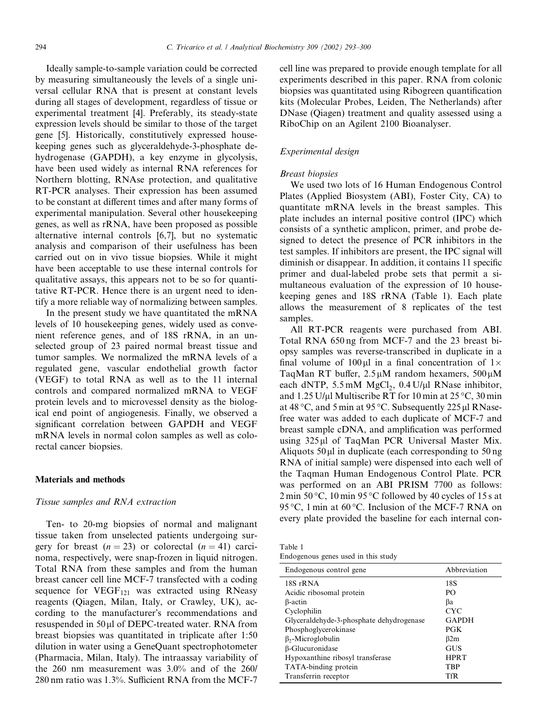Ideally sample-to-sample variation could be corrected by measuring simultaneously the levels of a single universal cellular RNA that is present at constant levels during all stages of development, regardless of tissue or experimental treatment [4]. Preferably, its steady-state expression levels should be similar to those of the target gene [5]. Historically, constitutively expressed housekeeping genes such as glyceraldehyde-3-phosphate dehydrogenase (GAPDH), a key enzyme in glycolysis, have been used widely as internal RNA references for Northern blotting, RNAse protection, and qualitative RT-PCR analyses. Their expression has been assumed to be constant at different times and after many forms of experimental manipulation. Several other housekeeping genes, as well as rRNA, have been proposed as possible alternative internal controls [6,7], but no systematic analysis and comparison of their usefulness has been carried out on in vivo tissue biopsies. While it might have been acceptable to use these internal controls for qualitative assays, this appears not to be so for quantitative RT-PCR. Hence there is an urgent need to identify a more reliable way of normalizing between samples.

In the present study we have quantitated the mRNA levels of 10 housekeeping genes, widely used as convenient reference genes, and of 18S rRNA, in an unselected group of 23 paired normal breast tissue and tumor samples. We normalized the mRNA levels of a regulated gene, vascular endothelial growth factor (VEGF) to total RNA as well as to the 11 internal controls and compared normalized mRNA to VEGF protein levels and to microvessel density as the biological end point of angiogenesis. Finally, we observed a significant correlation between GAPDH and VEGF mRNA levels in normal colon samples as well as colorectal cancer biopsies.

## Materials and methods

### *Tissue samples and RNA extraction*

Ten- to 20-mg biopsies of normal and malignant tissue taken from unselected patients undergoing surgery for breast ($n = 23$) or colorectal ($n = 41$) carcinoma, respectively, were snap-frozen in liquid nitrogen. Total RNA from these samples and from the human breast cancer cell line MCF-7 transfected with a coding sequence for $VEGF_{121}$ was extracted using RNeasy reagents (Qiagen, Milan, Italy, or Crawley, UK), according to the manufacturer's recommendations and resuspended in 50 µl of DEPC-treated water. RNA from breast biopsies was quantitated in triplicate after 1:50 dilution in water using a GeneQuant spectrophotometer (Pharmacia, Milan, Italy). The intraassay variability of the 260 nm measurement was 3.0% and of the 260/280 nm ratio was 1.3%. Sufficient RNA from the MCF-7 cell line was prepared to provide enough template for all experiments described in this paper. RNA from colonic biopsies was quantitated using Ribogreen quantification kits (Molecular Probes, Leiden, The Netherlands) after DNase (Qiagen) treatment and quality assessed using a RiboChip on an Agilent 2100 Bioanalyser.

### *Experimental design*

#### *Breast biopsies*

We used two lots of 16 Human Endogenous Control Plates (Applied Biosystem (ABI), Foster City, CA) to quantitate mRNA levels in the breast samples. This plate includes an internal positive control (IPC) which consists of a synthetic amplicon, primer, and probe designed to detect the presence of PCR inhibitors in the test samples. If inhibitors are present, the IPC signal will diminish or disappear. In addition, it contains 11 specific primer and dual-labeled probe sets that permit a simultaneous evaluation of the expression of 10 housekeeping genes and 18S rRNA (Table 1). Each plate allows the measurement of 8 replicates of the test samples.

All RT-PCR reagents were purchased from ABI. Total RNA 650 ng from MCF-7 and the 23 breast biopsy samples was reverse-transcribed in duplicate in a final volume of 100 µl in a final concentration of 1× TaqMan RT buffer, 2.5 µM random hexamers, 500 µM each dNTP, 5.5 mM $MgCl_2$, 0.4 U/µl RNase inhibitor, and 1.25 U/µl Multiscribe RT for 10 min at 25 °C, 30 min at 48 °C, and 5 min at 95 °C. Subsequently 225 µl RNase-free water was added to each duplicate of MCF-7 and breast sample cDNA, and amplification was performed using 325 µl of TaqMan PCR Universal Master Mix. Aliquots 50 µl in duplicate (each corresponding to 50 ng RNA of initial sample) were dispensed into each well of the Taqman Human Endogenous Control Plate. PCR was performed on an ABI PRISM 7700 as follows: 2 min 50 °C, 10 min 95 °C followed by 40 cycles of 15 s at 95 °C, 1 min at 60 °C. Inclusion of the MCF-7 RNA on every plate provided the baseline for each internal con-

Table 1
Endogenous genes used in this study

| Endogenous control gene | Abbreviation |
|---|---|
| 18S rRNA | 18S |
| Acidic ribosomal protein | PO |
| β-actin | βa |
| Cyclophilin | CYC |
| Glyceraldehyde-3-phosphate dehydrogenase | GAPDH |
| Phosphoglycerokinase | PGK |
| $\beta_2$-Microglobulin | β2m |
| β-Glucuronidase | GUS |
| Hypoxanthine ribosyl transferase | HPRT |
| TATA-binding protein | TBP |
| Transferrin receptor | TfR |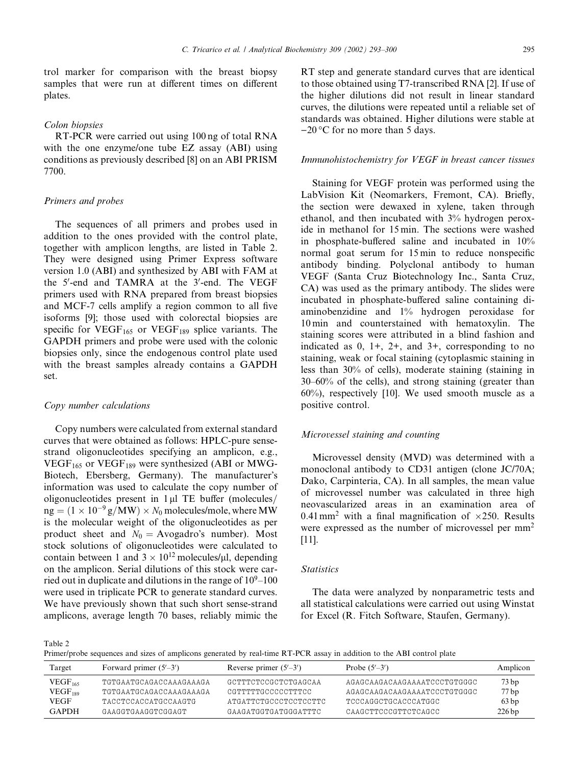trol marker for comparison with the breast biopsy samples that were run at different times on different plates.

*Colon biopsies*

RT-PCR were carried out using 100 ng of total RNA with the one enzyme/one tube EZ assay (ABI) using conditions as previously described [8] on an ABI PRISM 7700.

*Primers and probes*

The sequences of all primers and probes used in addition to the ones provided with the control plate, together with amplicon lengths, are listed in Table 2. They were designed using Primer Express software version 1.0 (ABI) and synthesized by ABI with FAM at the 5′-end and TAMRA at the 3′-end. The VEGF primers used with RNA prepared from breast biopsies and MCF-7 cells amplify a region common to all five isoforms [9]; those used with colorectal biopsies are specific for $VEGF_{165}$ or $VEGF_{189}$ splice variants. The GAPDH primers and probe were used with the colonic biopsies only, since the endogenous control plate used with the breast samples already contains a GAPDH set.

*Copy number calculations*

Copy numbers were calculated from external standard curves that were obtained as follows: HPLC-pure sense-strand oligonucleotides specifying an amplicon, e.g., $VEGF_{165}$ or $VEGF_{189}$ were synthesized (ABI or MWG-Biotech, Ebersberg, Germany). The manufacturer's information was used to calculate the copy number of oligonucleotides present in 1 μl TE buffer (molecules/ng $= (1 \times 10^{-9}\,\text{g/MW}) \times N_0$ molecules/mole, where MW is the molecular weight of the oligonucleotides as per product sheet and $N_0 =$ Avogadro's number). Most stock solutions of oligonucleotides were calculated to contain between 1 and $3 \times 10^{12}$ molecules/μl, depending on the amplicon. Serial dilutions of this stock were carried out in duplicate and dilutions in the range of $10^9$–100 were used in triplicate PCR to generate standard curves. We have previously shown that such short sense-strand amplicons, average length 70 bases, reliably mimic the RT step and generate standard curves that are identical to those obtained using T7-transcribed RNA [2]. If use of the higher dilutions did not result in linear standard curves, the dilutions were repeated until a reliable set of standards was obtained. Higher dilutions were stable at −20 °C for no more than 5 days.

*Immunohistochemistry for VEGF in breast cancer tissues*

Staining for VEGF protein was performed using the LabVision Kit (Neomarkers, Fremont, CA). Briefly, the section were dewaxed in xylene, taken through ethanol, and then incubated with 3% hydrogen peroxide in methanol for 15 min. The sections were washed in phosphate-buffered saline and incubated in 10% normal goat serum for 15 min to reduce nonspecific antibody binding. Polyclonal antibody to human VEGF (Santa Cruz Biotechnology Inc., Santa Cruz, CA) was used as the primary antibody. The slides were incubated in phosphate-buffered saline containing diaminobenzidine and 1% hydrogen peroxidase for 10 min and counterstained with hematoxylin. The staining scores were attributed in a blind fashion and indicated as 0, 1+, 2+, and 3+, corresponding to no staining, weak or focal staining (cytoplasmic staining in less than 30% of cells), moderate staining (staining in 30–60% of the cells), and strong staining (greater than 60%), respectively [10]. We used smooth muscle as a positive control.

*Microvessel staining and counting*

Microvessel density (MVD) was determined with a monoclonal antibody to CD31 antigen (clone JC/70A; Dako, Carpinteria, CA). In all samples, the mean value of microvessel number was calculated in three high neovascularized areas in an examination area of 0.41 $\text{mm}^2$ with a final magnification of ×250. Results were expressed as the number of microvessel per $\text{mm}^2$ [11].

*Statistics*

The data were analyzed by nonparametric tests and all statistical calculations were carried out using Winstat for Excel (R. Fitch Software, Staufen, Germany).

Table 2
Primer/probe sequences and sizes of amplicons generated by real-time RT-PCR assay in addition to the ABI control plate

| Target | Forward primer (5′–3′) | Reverse primer (5′–3′) | Probe (5′–3′) | Amplicon |
|---|---|---|---|---|
| $VEGF_{165}$ | TGTGAATGCAGACCAAAGAAAGA | GCTTTCTCCGCTCTGAGCAA | AGAGCAAGACAAGAAAATCCCTGTGGGC | 73 bp |
| $VEGF_{189}$ | TGTGAATGCAGACCAAAGAAAGA | CGTTTTTGCCCCCTTTCC | AGAGCAAGACAAGAAAATCCCTGTGGGC | 77 bp |
| VEGF | TACCTCCACCATGCCAAGTG | ATGATTCTGCCCTCCTCCTTC | TCCCAGGCTGCACCCATGGC | 63 bp |
| GAPDH | GAAGGTGAAGGTCGGAGT | GAAGATGGTGATGGGATTTC | CAAGCTTCCCGTTCTCAGCC | 226 bp |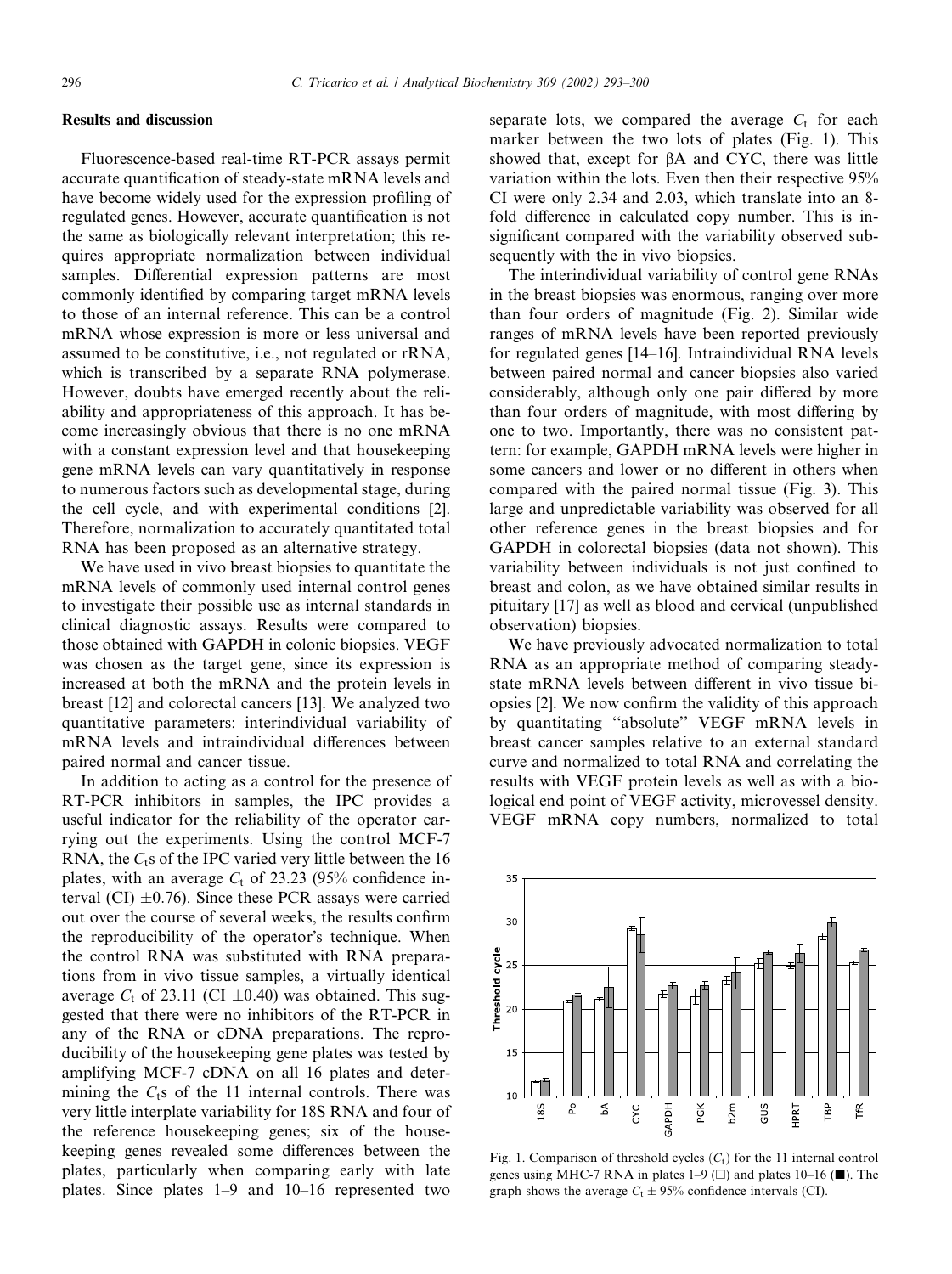## Results and discussion

Fluorescence-based real-time RT-PCR assays permit accurate quantification of steady-state mRNA levels and have become widely used for the expression profiling of regulated genes. However, accurate quantification is not the same as biologically relevant interpretation; this requires appropriate normalization between individual samples. Differential expression patterns are most commonly identified by comparing target mRNA levels to those of an internal reference. This can be a control mRNA whose expression is more or less universal and assumed to be constitutive, i.e., not regulated or rRNA, which is transcribed by a separate RNA polymerase. However, doubts have emerged recently about the reliability and appropriateness of this approach. It has become increasingly obvious that there is no one mRNA with a constant expression level and that housekeeping gene mRNA levels can vary quantitatively in response to numerous factors such as developmental stage, during the cell cycle, and with experimental conditions [2]. Therefore, normalization to accurately quantitated total RNA has been proposed as an alternative strategy.

We have used in vivo breast biopsies to quantitate the mRNA levels of commonly used internal control genes to investigate their possible use as internal standards in clinical diagnostic assays. Results were compared to those obtained with GAPDH in colonic biopsies. VEGF was chosen as the target gene, since its expression is increased at both the mRNA and the protein levels in breast [12] and colorectal cancers [13]. We analyzed two quantitative parameters: interindividual variability of mRNA levels and intraindividual differences between paired normal and cancer tissue.

In addition to acting as a control for the presence of RT-PCR inhibitors in samples, the IPC provides a useful indicator for the reliability of the operator carrying out the experiments. Using the control MCF-7 RNA, the $C_t$s of the IPC varied very little between the 16 plates, with an average $C_t$ of 23.23 (95% confidence interval (CI) $\pm 0.76$). Since these PCR assays were carried out over the course of several weeks, the results confirm the reproducibility of the operator's technique. When the control RNA was substituted with RNA preparations from in vivo tissue samples, a virtually identical average $C_t$ of 23.11 (CI $\pm 0.40$) was obtained. This suggested that there were no inhibitors of the RT-PCR in any of the RNA or cDNA preparations. The reproducibility of the housekeeping gene plates was tested by amplifying MCF-7 cDNA on all 16 plates and determining the $C_t$s of the 11 internal controls. There was very little interplate variability for 18S RNA and four of the reference housekeeping genes; six of the housekeeping genes revealed some differences between the plates, particularly when comparing early with late plates. Since plates 1–9 and 10–16 represented two separate lots, we compared the average $C_t$ for each marker between the two lots of plates (Fig. 1). This showed that, except for βA and CYC, there was little variation within the lots. Even then their respective 95% CI were only 2.34 and 2.03, which translate into an 8-fold difference in calculated copy number. This is insignificant compared with the variability observed subsequently with the in vivo biopsies.

The interindividual variability of control gene RNAs in the breast biopsies was enormous, ranging over more than four orders of magnitude (Fig. 2). Similar wide ranges of mRNA levels have been reported previously for regulated genes [14–16]. Intraindividual RNA levels between paired normal and cancer biopsies also varied considerably, although only one pair differed by more than four orders of magnitude, with most differing by one to two. Importantly, there was no consistent pattern: for example, GAPDH mRNA levels were higher in some cancers and lower or no different in others when compared with the paired normal tissue (Fig. 3). This large and unpredictable variability was observed for all other reference genes in the breast biopsies and for GAPDH in colorectal biopsies (data not shown). This variability between individuals is not just confined to breast and colon, as we have obtained similar results in pituitary [17] as well as blood and cervical (unpublished observation) biopsies.

We have previously advocated normalization to total RNA as an appropriate method of comparing steady-state mRNA levels between different in vivo tissue biopsies [2]. We now confirm the validity of this approach by quantitating "absolute" VEGF mRNA levels in breast cancer samples relative to an external standard curve and normalized to total RNA and correlating the results with VEGF protein levels as well as with a biological end point of VEGF activity, microvessel density. VEGF mRNA copy numbers, normalized to total

Fig. 1. Comparison of threshold cycles ($C_t$) for the 11 internal control genes using MHC-7 RNA in plates 1–9 (□) and plates 10–16 (■). The graph shows the average $C_t \pm$ 95% confidence intervals (CI).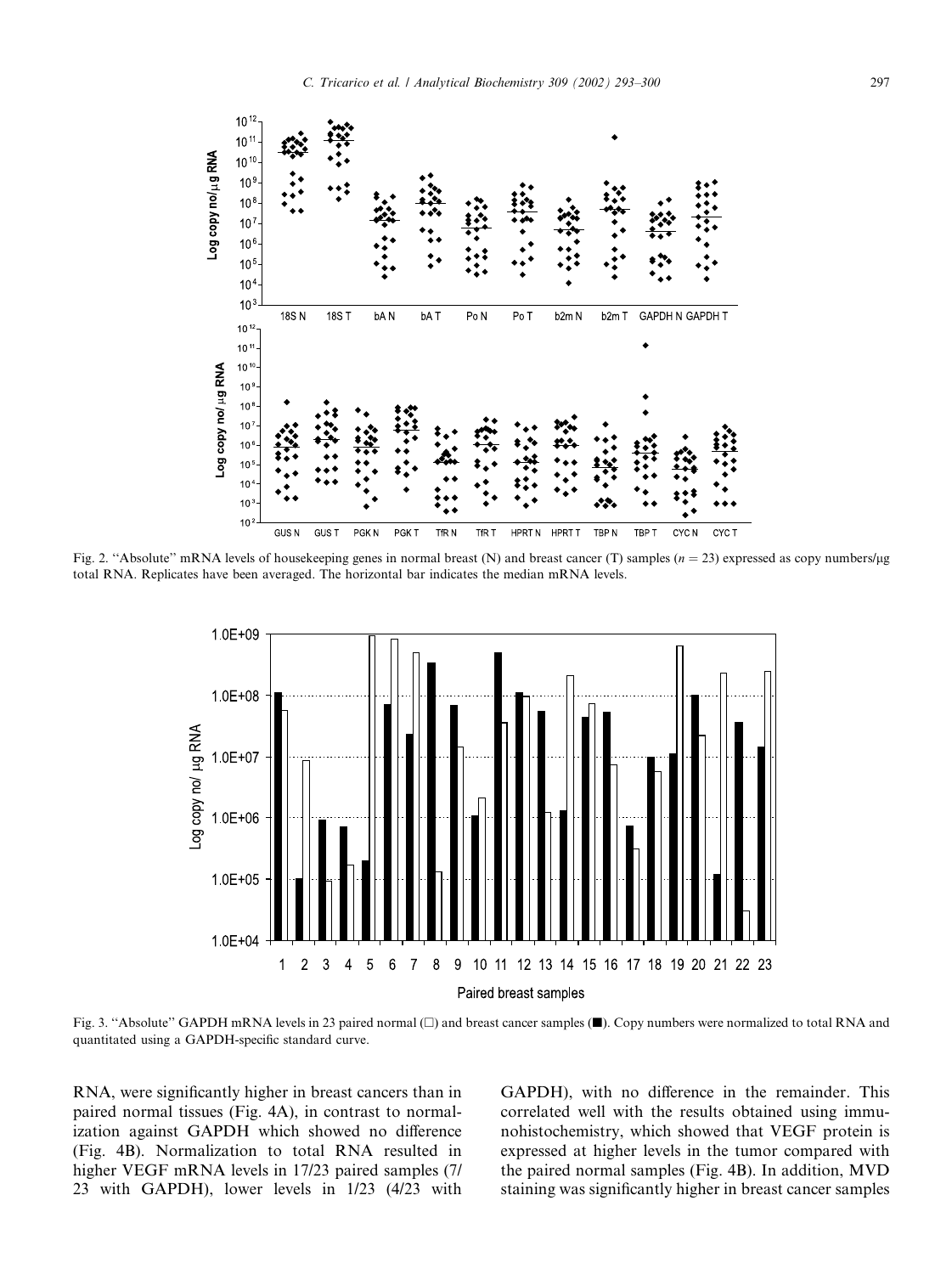Fig. 2. "Absolute" mRNA levels of housekeeping genes in normal breast (N) and breast cancer (T) samples ($n = 23$) expressed as copy numbers/μg total RNA. Replicates have been averaged. The horizontal bar indicates the median mRNA levels.

Fig. 3. "Absolute" GAPDH mRNA levels in 23 paired normal (□) and breast cancer samples (■). Copy numbers were normalized to total RNA and quantitated using a GAPDH-specific standard curve.

RNA, were significantly higher in breast cancers than in paired normal tissues (Fig. 4A), in contrast to normalization against GAPDH which showed no difference (Fig. 4B). Normalization to total RNA resulted in higher VEGF mRNA levels in 17/23 paired samples (7/23 with GAPDH), lower levels in 1/23 (4/23 with GAPDH), with no difference in the remainder. This correlated well with the results obtained using immunohistochemistry, which showed that VEGF protein is expressed at higher levels in the tumor compared with the paired normal samples (Fig. 4B). In addition, MVD staining was significantly higher in breast cancer samples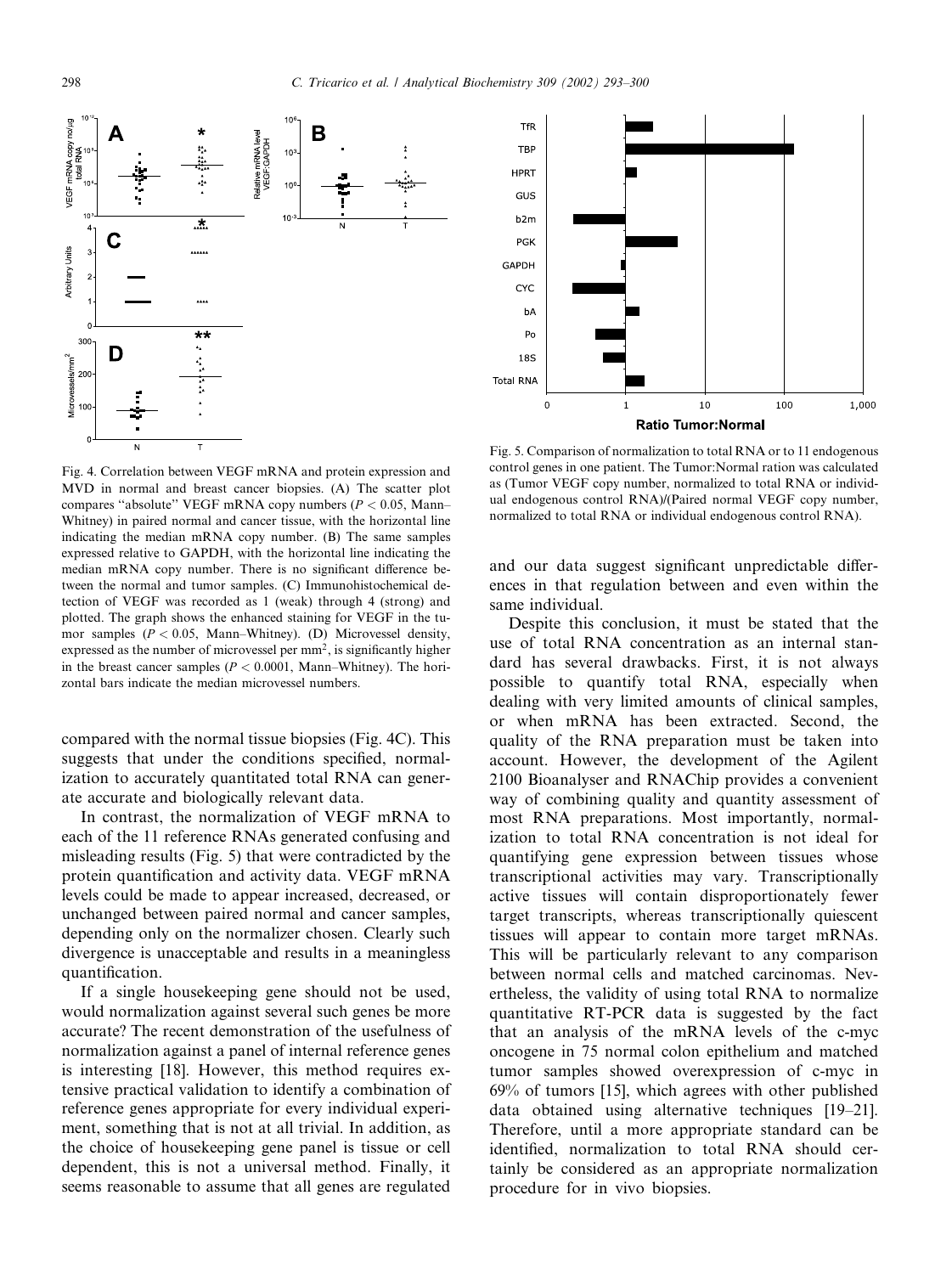A

VEGF mRNA copy no/µg total RNA

B

Relative mRNA level VEGF:GAPDH

C

Arbitrary Units

D

Microvessels/mm²

N T

Fig. 4. Correlation between VEGF mRNA and protein expression and MVD in normal and breast cancer biopsies. (A) The scatter plot compares "absolute" VEGF mRNA copy numbers ($P < 0.05$, Mann–Whitney) in paired normal and cancer tissue, with the horizontal line indicating the median mRNA copy number. (B) The same samples expressed relative to GAPDH, with the horizontal line indicating the median mRNA copy number. There is no significant difference between the normal and tumor samples. (C) Immunohistochemical detection of VEGF was recorded as 1 (weak) through 4 (strong) and plotted. The graph shows the enhanced staining for VEGF in the tumor samples ($P < 0.05$, Mann–Whitney). (D) Microvessel density, expressed as the number of microvessel per mm$^2$, is significantly higher in the breast cancer samples ($P < 0.0001$, Mann–Whitney). The horizontal bars indicate the median microvessel numbers.

compared with the normal tissue biopsies (Fig. 4C). This suggests that under the conditions specified, normalization to accurately quantitated total RNA can generate accurate and biologically relevant data.

In contrast, the normalization of VEGF mRNA to each of the 11 reference RNAs generated confusing and misleading results (Fig. 5) that were contradicted by the protein quantification and activity data. VEGF mRNA levels could be made to appear increased, decreased, or unchanged between paired normal and cancer samples, depending only on the normalizer chosen. Clearly such divergence is unacceptable and results in a meaningless quantification.

If a single housekeeping gene should not be used, would normalization against several such genes be more accurate? The recent demonstration of the usefulness of normalization against a panel of internal reference genes is interesting [18]. However, this method requires extensive practical validation to identify a combination of reference genes appropriate for every individual experiment, something that is not at all trivial. In addition, as the choice of housekeeping gene panel is tissue or cell dependent, this is not a universal method. Finally, it seems reasonable to assume that all genes are regulated

TfR
TBP
HPRT
GUS
b2m
PGK
GAPDH
CYC
bA
Po
18S
Total RNA

0 1 10 100 1,000

Ratio Tumor:Normal

Fig. 5. Comparison of normalization to total RNA or to 11 endogenous control genes in one patient. The Tumor:Normal ration was calculated as (Tumor VEGF copy number, normalized to total RNA or individual endogenous control RNA)/(Paired normal VEGF copy number, normalized to total RNA or individual endogenous control RNA).

and our data suggest significant unpredictable differences in that regulation between and even within the same individual.

Despite this conclusion, it must be stated that the use of total RNA concentration as an internal standard has several drawbacks. First, it is not always possible to quantify total RNA, especially when dealing with very limited amounts of clinical samples, or when mRNA has been extracted. Second, the quality of the RNA preparation must be taken into account. However, the development of the Agilent 2100 Bioanalyser and RNAChip provides a convenient way of combining quality and quantity assessment of most RNA preparations. Most importantly, normalization to total RNA concentration is not ideal for quantifying gene expression between tissues whose transcriptional activities may vary. Transcriptionally active tissues will contain disproportionately fewer target transcripts, whereas transcriptionally quiescent tissues will appear to contain more target mRNAs. This will be particularly relevant to any comparison between normal cells and matched carcinomas. Nevertheless, the validity of using total RNA to normalize quantitative RT-PCR data is suggested by the fact that an analysis of the mRNA levels of the c-myc oncogene in 75 normal colon epithelium and matched tumor samples showed overexpression of c-myc in 69% of tumors [15], which agrees with other published data obtained using alternative techniques [19–21]. Therefore, until a more appropriate standard can be identified, normalization to total RNA should certainly be considered as an appropriate normalization procedure for in vivo biopsies.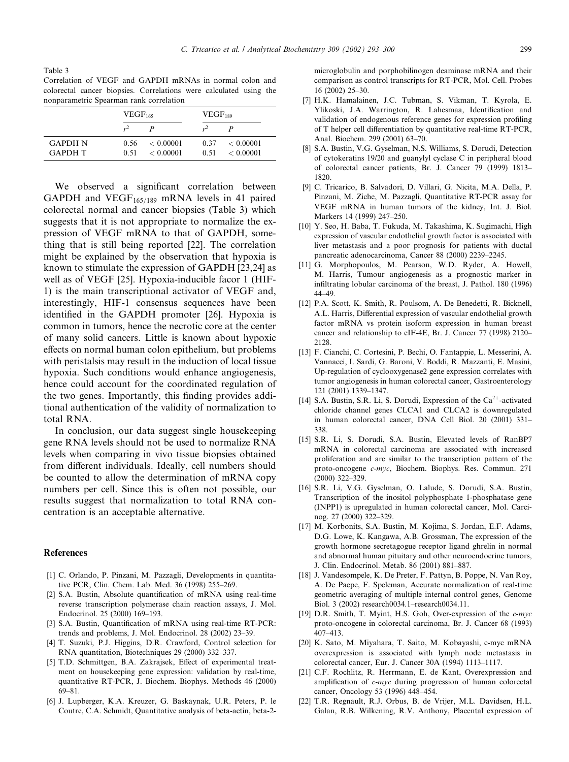Table 3
Correlation of VEGF and GAPDH mRNAs in normal colon and colorectal cancer biopsies. Correlations were calculated using the nonparametric Spearman rank correlation

| | $VEGF_{165}$ | | $VEGF_{189}$ | |
|---|---|---|---|---|
| | $r^2$ | $P$ | $r^2$ | $P$ |
| GAPDH N | 0.56 | < 0.00001 | 0.37 | < 0.00001 |
| GAPDH T | 0.51 | < 0.00001 | 0.51 | < 0.00001 |

We observed a significant correlation between GAPDH and $VEGF_{165/189}$ mRNA levels in 41 paired colorectal normal and cancer biopsies (Table 3) which suggests that it is not appropriate to normalize the expression of VEGF mRNA to that of GAPDH, something that is still being reported [22]. The correlation might be explained by the observation that hypoxia is known to stimulate the expression of GAPDH [23,24] as well as of VEGF [25]. Hypoxia-inducible facor 1 (HIF-1) is the main transcriptional activator of VEGF and, interestingly, HIF-1 consensus sequences have been identified in the GAPDH promoter [26]. Hypoxia is common in tumors, hence the necrotic core at the center of many solid cancers. Little is known about hypoxic effects on normal human colon epithelium, but problems with peristalsis may result in the induction of local tissue hypoxia. Such conditions would enhance angiogenesis, hence could account for the coordinated regulation of the two genes. Importantly, this finding provides additional authentication of the validity of normalization to total RNA.

In conclusion, our data suggest single housekeeping gene RNA levels should not be used to normalize RNA levels when comparing in vivo tissue biopsies obtained from different individuals. Ideally, cell numbers should be counted to allow the determination of mRNA copy numbers per cell. Since this is often not possible, our results suggest that normalization to total RNA concentration is an acceptable alternative.

## References

[1] C. Orlando, P. Pinzani, M. Pazzagli, Developments in quantitative PCR, Clin. Chem. Lab. Med. 36 (1998) 255–269.

[2] S.A. Bustin, Absolute quantification of mRNA using real-time reverse transcription polymerase chain reaction assays, J. Mol. Endocrinol. 25 (2000) 169–193.

[3] S.A. Bustin, Quantification of mRNA using real-time RT-PCR: trends and problems, J. Mol. Endocrinol. 28 (2002) 23–39.

[4] T. Suzuki, P.J. Higgins, D.R. Crawford, Control selection for RNA quantitation, Biotechniques 29 (2000) 332–337.

[5] T.D. Schmittgen, B.A. Zakrajsek, Effect of experimental treatment on housekeeping gene expression: validation by real-time, quantitative RT-PCR, J. Biochem. Biophys. Methods 46 (2000) 69–81.

[6] J. Lupberger, K.A. Kreuzer, G. Baskaynak, U.R. Peters, P. le Coutre, C.A. Schmidt, Quantitative analysis of beta-actin, beta-2-microglobulin and porphobilinogen deaminase mRNA and their comparison as control transcripts for RT-PCR, Mol. Cell. Probes 16 (2002) 25–30.

[7] H.K. Hamalainen, J.C. Tubman, S. Vikman, T. Kyrola, E. Ylikoski, J.A. Warrington, R. Lahesmaa, Identification and validation of endogenous reference genes for expression profiling of T helper cell differentiation by quantitative real-time RT-PCR, Anal. Biochem. 299 (2001) 63–70.

[8] S.A. Bustin, V.G. Gyselman, N.S. Williams, S. Dorudi, Detection of cytokeratins 19/20 and guanylyl cyclase C in peripheral blood of colorectal cancer patients, Br. J. Cancer 79 (1999) 1813–1820.

[9] C. Tricarico, B. Salvadori, D. Villari, G. Nicita, M.A. Della, P. Pinzani, M. Ziche, M. Pazzagli, Quantitative RT-PCR assay for VEGF mRNA in human tumors of the kidney, Int. J. Biol. Markers 14 (1999) 247–250.

[10] Y. Seo, H. Baba, T. Fukuda, M. Takashima, K. Sugimachi, High expression of vascular endothelial growth factor is associated with liver metastasis and a poor prognosis for patients with ductal pancreatic adenocarcinoma, Cancer 88 (2000) 2239–2245.

[11] G. Morphopoulos, M. Pearson, W.D. Ryder, A. Howell, M. Harris, Tumour angiogenesis as a prognostic marker in infiltrating lobular carcinoma of the breast, J. Pathol. 180 (1996) 44–49.

[12] P.A. Scott, K. Smith, R. Poulsom, A. De Benedetti, R. Bicknell, A.L. Harris, Differential expression of vascular endothelial growth factor mRNA vs protein isoform expression in human breast cancer and relationship to eIF-4E, Br. J. Cancer 77 (1998) 2120–2128.

[13] F. Cianchi, C. Cortesini, P. Bechi, O. Fantappie, L. Messerini, A. Vannacci, I. Sardi, G. Baroni, V. Boddi, R. Mazzanti, E. Masini, Up-regulation of cyclooxygenase2 gene expression correlates with tumor angiogenesis in human colorectal cancer, Gastroenterology 121 (2001) 1339–1347.

[14] S.A. Bustin, S.R. Li, S. Dorudi, Expression of the $Ca^{2+}$-activated chloride channel genes CLCA1 and CLCA2 is downregulated in human colorectal cancer, DNA Cell Biol. 20 (2001) 331–338.

[15] S.R. Li, S. Dorudi, S.A. Bustin, Elevated levels of RanBP7 mRNA in colorectal carcinoma are associated with increased proliferation and are similar to the transcription pattern of the proto-oncogene *c-myc*, Biochem. Biophys. Res. Commun. 271 (2000) 322–329.

[16] S.R. Li, V.G. Gyselman, O. Lalude, S. Dorudi, S.A. Bustin, Transcription of the inositol polyphosphate 1-phosphatase gene (INPP1) is upregulated in human colorectal cancer, Mol. Carcinog. 27 (2000) 322–329.

[17] M. Korbonits, S.A. Bustin, M. Kojima, S. Jordan, E.F. Adams, D.G. Lowe, K. Kangawa, A.B. Grossman, The expression of the growth hormone secretagogue receptor ligand ghrelin in normal and abnormal human pituitary and other neuroendocrine tumors, J. Clin. Endocrinol. Metab. 86 (2001) 881–887.

[18] J. Vandesompele, K. De Preter, F. Pattyn, B. Poppe, N. Van Roy, A. De Paepe, F. Speleman, Accurate normalization of real-time geometric averaging of multiple internal control genes, Genome Biol. 3 (2002) research0034.1–research0034.11.

[19] D.R. Smith, T. Myint, H.S. Goh, Over-expression of the *c-myc* proto-oncogene in colorectal carcinoma, Br. J. Cancer 68 (1993) 407–413.

[20] K. Sato, M. Miyahara, T. Saito, M. Kobayashi, c-myc mRNA overexpression is associated with lymph node metastasis in colorectal cancer, Eur. J. Cancer 30A (1994) 1113–1117.

[21] C.F. Rochlitz, R. Herrmann, E. de Kant, Overexpression and amplification of *c-myc* during progression of human colorectal cancer, Oncology 53 (1996) 448–454.

[22] T.R. Regnault, R.J. Orbus, B. de Vrijer, M.L. Davidsen, H.L. Galan, R.B. Wilkening, R.V. Anthony, Placental expression of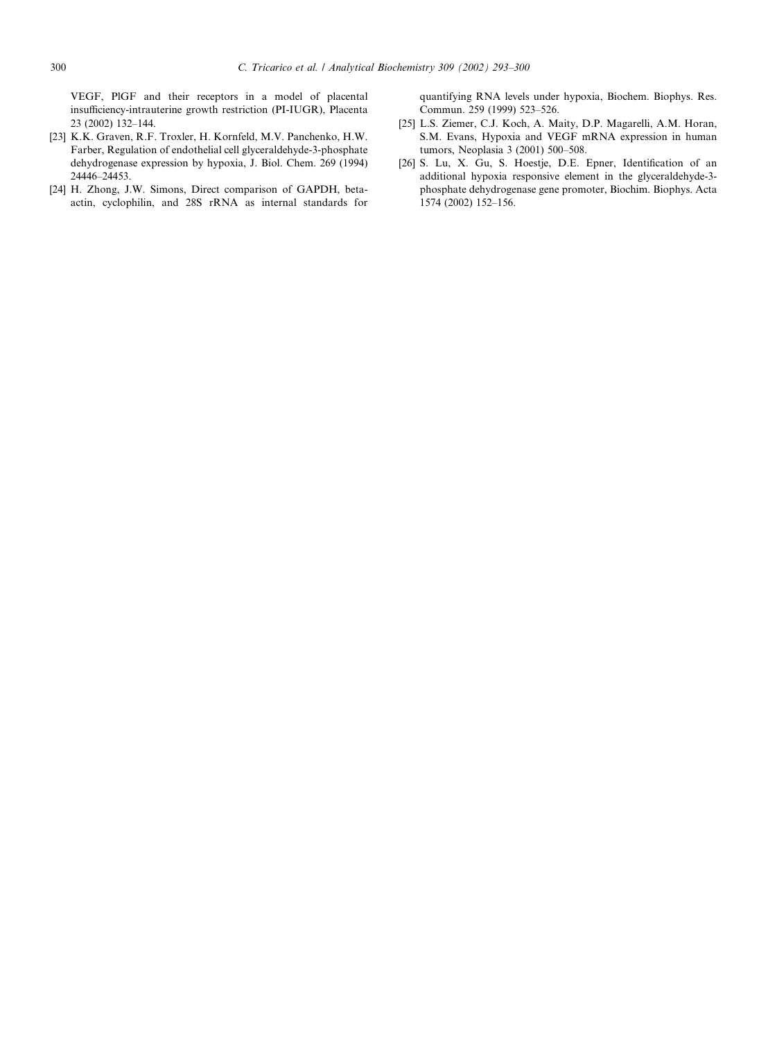VEGF, PlGF and their receptors in a model of placental insufficiency-intrauterine growth restriction (PI-IUGR), Placenta 23 (2002) 132–144.

[23] K.K. Graven, R.F. Troxler, H. Kornfeld, M.V. Panchenko, H.W. Farber, Regulation of endothelial cell glyceraldehyde-3-phosphate dehydrogenase expression by hypoxia, J. Biol. Chem. 269 (1994) 24446–24453.

[24] H. Zhong, J.W. Simons, Direct comparison of GAPDH, beta-actin, cyclophilin, and 28S rRNA as internal standards for quantifying RNA levels under hypoxia, Biochem. Biophys. Res. Commun. 259 (1999) 523–526.

[25] L.S. Ziemer, C.J. Koch, A. Maity, D.P. Magarelli, A.M. Horan, S.M. Evans, Hypoxia and VEGF mRNA expression in human tumors, Neoplasia 3 (2001) 500–508.

[26] S. Lu, X. Gu, S. Hoestje, D.E. Epner, Identification of an additional hypoxia responsive element in the glyceraldehyde-3-phosphate dehydrogenase gene promoter, Biochim. Biophys. Acta 1574 (2002) 152–156.